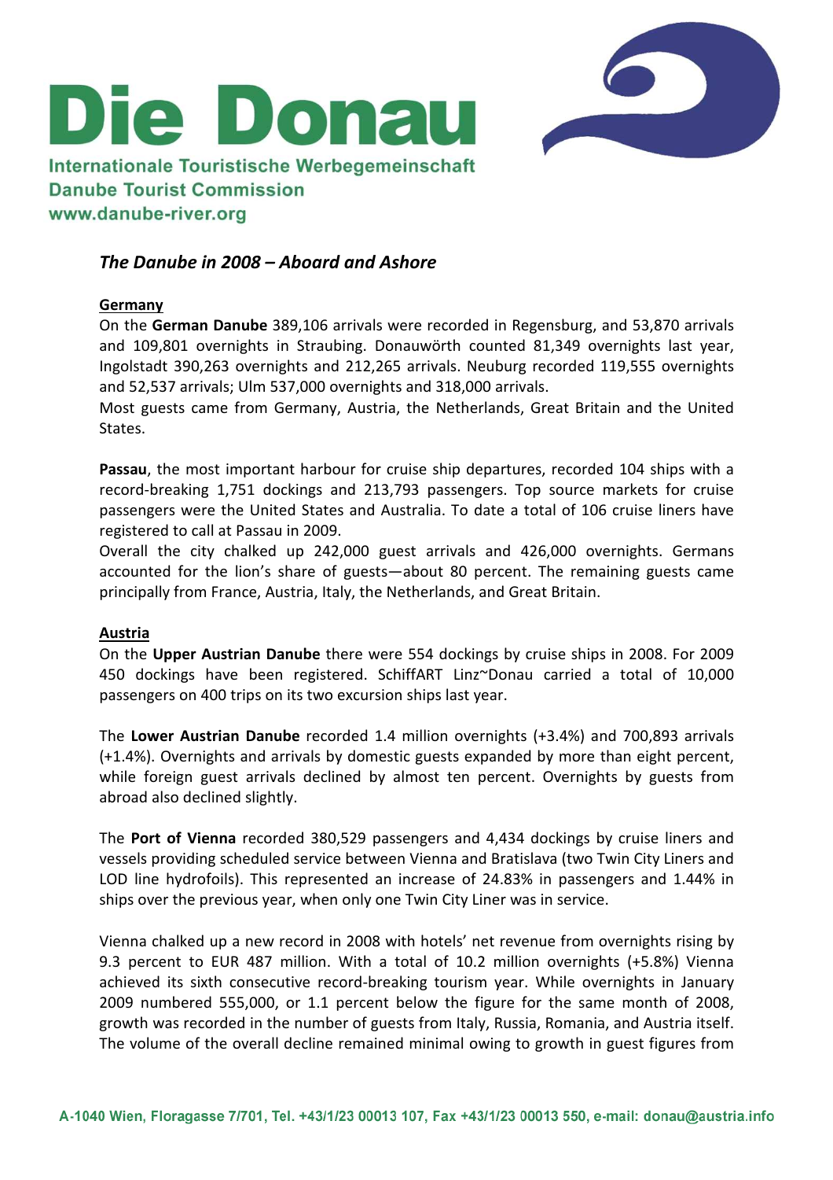# Die Donau

Internationale Touristische Werbegemeinschaft
Danube Tourist Commission
www.danube-river.org

## *The Danube in 2008 – Aboard and Ashore*

### Germany

On the **German Danube** 389,106 arrivals were recorded in Regensburg, and 53,870 arrivals and 109,801 overnights in Straubing. Donauwörth counted 81,349 overnights last year, Ingolstadt 390,263 overnights and 212,265 arrivals. Neuburg recorded 119,555 overnights and 52,537 arrivals; Ulm 537,000 overnights and 318,000 arrivals.
Most guests came from Germany, Austria, the Netherlands, Great Britain and the United States.

**Passau**, the most important harbour for cruise ship departures, recorded 104 ships with a record-breaking 1,751 dockings and 213,793 passengers. Top source markets for cruise passengers were the United States and Australia. To date a total of 106 cruise liners have registered to call at Passau in 2009.
Overall the city chalked up 242,000 guest arrivals and 426,000 overnights. Germans accounted for the lion's share of guests—about 80 percent. The remaining guests came principally from France, Austria, Italy, the Netherlands, and Great Britain.

### Austria

On the **Upper Austrian Danube** there were 554 dockings by cruise ships in 2008. For 2009 450 dockings have been registered. SchiffART Linz~Donau carried a total of 10,000 passengers on 400 trips on its two excursion ships last year.

The **Lower Austrian Danube** recorded 1.4 million overnights (+3.4%) and 700,893 arrivals (+1.4%). Overnights and arrivals by domestic guests expanded by more than eight percent, while foreign guest arrivals declined by almost ten percent. Overnights by guests from abroad also declined slightly.

The **Port of Vienna** recorded 380,529 passengers and 4,434 dockings by cruise liners and vessels providing scheduled service between Vienna and Bratislava (two Twin City Liners and LOD line hydrofoils). This represented an increase of 24.83% in passengers and 1.44% in ships over the previous year, when only one Twin City Liner was in service.

Vienna chalked up a new record in 2008 with hotels' net revenue from overnights rising by 9.3 percent to EUR 487 million. With a total of 10.2 million overnights (+5.8%) Vienna achieved its sixth consecutive record-breaking tourism year. While overnights in January 2009 numbered 555,000, or 1.1 percent below the figure for the same month of 2008, growth was recorded in the number of guests from Italy, Russia, Romania, and Austria itself. The volume of the overall decline remained minimal owing to growth in guest figures from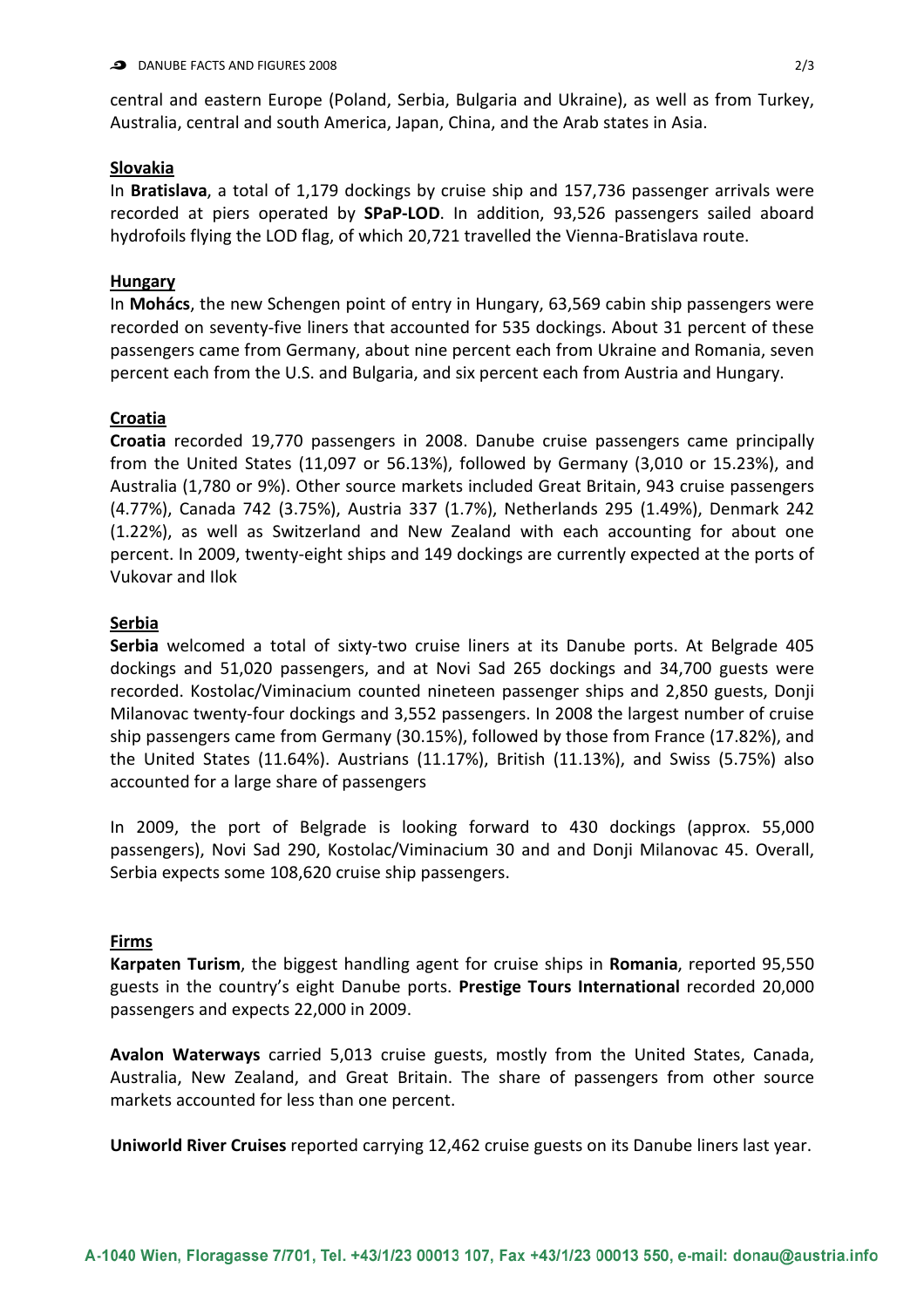central and eastern Europe (Poland, Serbia, Bulgaria and Ukraine), as well as from Turkey, Australia, central and south America, Japan, China, and the Arab states in Asia.

## Slovakia

In **Bratislava**, a total of 1,179 dockings by cruise ship and 157,736 passenger arrivals were recorded at piers operated by **SPaP-LOD**. In addition, 93,526 passengers sailed aboard hydrofoils flying the LOD flag, of which 20,721 travelled the Vienna-Bratislava route.

## Hungary

In **Mohács**, the new Schengen point of entry in Hungary, 63,569 cabin ship passengers were recorded on seventy-five liners that accounted for 535 dockings. About 31 percent of these passengers came from Germany, about nine percent each from Ukraine and Romania, seven percent each from the U.S. and Bulgaria, and six percent each from Austria and Hungary.

## Croatia

**Croatia** recorded 19,770 passengers in 2008. Danube cruise passengers came principally from the United States (11,097 or 56.13%), followed by Germany (3,010 or 15.23%), and Australia (1,780 or 9%). Other source markets included Great Britain, 943 cruise passengers (4.77%), Canada 742 (3.75%), Austria 337 (1.7%), Netherlands 295 (1.49%), Denmark 242 (1.22%), as well as Switzerland and New Zealand with each accounting for about one percent. In 2009, twenty-eight ships and 149 dockings are currently expected at the ports of Vukovar and Ilok

## Serbia

**Serbia** welcomed a total of sixty-two cruise liners at its Danube ports. At Belgrade 405 dockings and 51,020 passengers, and at Novi Sad 265 dockings and 34,700 guests were recorded. Kostolac/Viminacium counted nineteen passenger ships and 2,850 guests, Donji Milanovac twenty-four dockings and 3,552 passengers. In 2008 the largest number of cruise ship passengers came from Germany (30.15%), followed by those from France (17.82%), and the United States (11.64%). Austrians (11.17%), British (11.13%), and Swiss (5.75%) also accounted for a large share of passengers

In 2009, the port of Belgrade is looking forward to 430 dockings (approx. 55,000 passengers), Novi Sad 290, Kostolac/Viminacium 30 and and Donji Milanovac 45. Overall, Serbia expects some 108,620 cruise ship passengers.

## Firms

**Karpaten Turism**, the biggest handling agent for cruise ships in **Romania**, reported 95,550 guests in the country's eight Danube ports. **Prestige Tours International** recorded 20,000 passengers and expects 22,000 in 2009.

**Avalon Waterways** carried 5,013 cruise guests, mostly from the United States, Canada, Australia, New Zealand, and Great Britain. The share of passengers from other source markets accounted for less than one percent.

**Uniworld River Cruises** reported carrying 12,462 cruise guests on its Danube liners last year.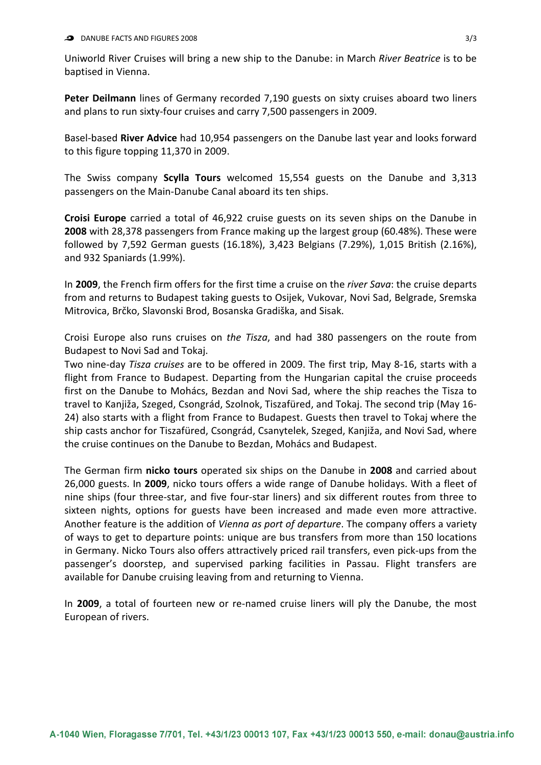Uniworld River Cruises will bring a new ship to the Danube: in March *River Beatrice* is to be baptised in Vienna.

**Peter Deilmann** lines of Germany recorded 7,190 guests on sixty cruises aboard two liners and plans to run sixty-four cruises and carry 7,500 passengers in 2009.

Basel-based **River Advice** had 10,954 passengers on the Danube last year and looks forward to this figure topping 11,370 in 2009.

The Swiss company **Scylla Tours** welcomed 15,554 guests on the Danube and 3,313 passengers on the Main-Danube Canal aboard its ten ships.

**Croisi Europe** carried a total of 46,922 cruise guests on its seven ships on the Danube in **2008** with 28,378 passengers from France making up the largest group (60.48%). These were followed by 7,592 German guests (16.18%), 3,423 Belgians (7.29%), 1,015 British (2.16%), and 932 Spaniards (1.99%).

In **2009**, the French firm offers for the first time a cruise on the *river Sava*: the cruise departs from and returns to Budapest taking guests to Osijek, Vukovar, Novi Sad, Belgrade, Sremska Mitrovica, Brčko, Slavonski Brod, Bosanska Gradiška, and Sisak.

Croisi Europe also runs cruises on *the Tisza*, and had 380 passengers on the route from Budapest to Novi Sad and Tokaj.
Two nine-day *Tisza cruises* are to be offered in 2009. The first trip, May 8-16, starts with a flight from France to Budapest. Departing from the Hungarian capital the cruise proceeds first on the Danube to Mohács, Bezdan and Novi Sad, where the ship reaches the Tisza to travel to Kanjiža, Szeged, Csongrád, Szolnok, Tiszafüred, and Tokaj. The second trip (May 16-24) also starts with a flight from France to Budapest. Guests then travel to Tokaj where the ship casts anchor for Tiszafüred, Csongrád, Csanytelek, Szeged, Kanjiža, and Novi Sad, where the cruise continues on the Danube to Bezdan, Mohács and Budapest.

The German firm **nicko tours** operated six ships on the Danube in **2008** and carried about 26,000 guests. In **2009**, nicko tours offers a wide range of Danube holidays. With a fleet of nine ships (four three-star, and five four-star liners) and six different routes from three to sixteen nights, options for guests have been increased and made even more attractive. Another feature is the addition of *Vienna as port of departure*. The company offers a variety of ways to get to departure points: unique are bus transfers from more than 150 locations in Germany. Nicko Tours also offers attractively priced rail transfers, even pick-ups from the passenger's doorstep, and supervised parking facilities in Passau. Flight transfers are available for Danube cruising leaving from and returning to Vienna.

In **2009**, a total of fourteen new or re-named cruise liners will ply the Danube, the most European of rivers.